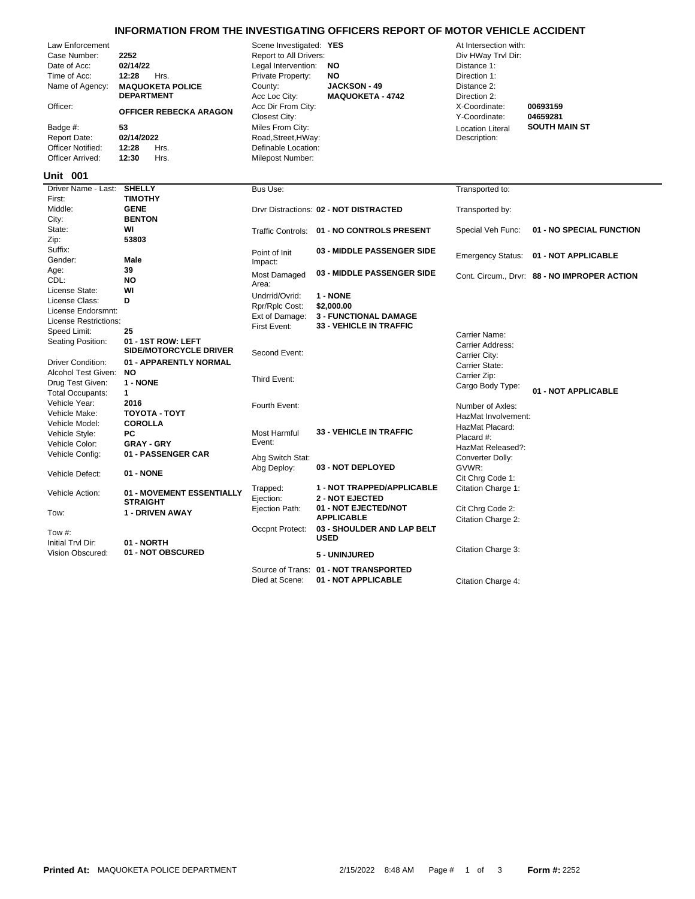# INFORMATION FROM THE INVESTIGATING OFFICERS REPORT OF MOTOR VEHICLE ACCIDENT

| Field | Value | Field | Value | Field | Value |
|---|---|---|---|---|---|
| Law Enforcement | | Scene Investigated: | YES | At Intersection with: | |
| Case Number: | 2252 | Report to All Drivers: | | Div HWay Trvl Dir: | |
| Date of Acc: | 02/14/22 | Legal Intervention: | NO | Distance 1: | |
| Time of Acc: | 12:28 Hrs. | Private Property: | NO | Direction 1: | |
| Name of Agency: | MAQUOKETA POLICE DEPARTMENT | County: | JACKSON - 49 | Distance 2: | |
| | | Acc Loc City: | MAQUOKETA - 4742 | Direction 2: | |
| Officer: | OFFICER REBECKA ARAGON | Acc Dir From City: | | X-Coordinate: | 00693159 |
| | | Closest City: | | Y-Coordinate: | 04659281 |
| Badge #: | 53 | Miles From City: | | Location Literal Description: | SOUTH MAIN ST |
| Report Date: | 02/14/2022 | Road,Street,HWay: | | | |
| Officer Notified: | 12:28 Hrs. | Definable Location: | | | |
| Officer Arrived: | 12:30 Hrs. | Milepost Number: | | | |

## Unit 001

| Field | Value | Field | Value | Field | Value |
|---|---|---|---|---|---|
| Driver Name - Last: | SHELLY | Bus Use: | | Transported to: | |
| First: | TIMOTHY | | | | |
| Middle: | GENE | Drvr Distractions: | 02 - NOT DISTRACTED | Transported by: | |
| City: | BENTON | | | | |
| State: | WI | Traffic Controls: | 01 - NO CONTROLS PRESENT | Special Veh Func: | 01 - NO SPECIAL FUNCTION |
| Zip: | 53803 | | | | |
| Suffix: | | Point of Init Impact: | 03 - MIDDLE PASSENGER SIDE | Emergency Status: | 01 - NOT APPLICABLE |
| Gender: | Male | | | | |
| Age: | 39 | Most Damaged Area: | 03 - MIDDLE PASSENGER SIDE | Cont. Circum., Drvr: | 88 - NO IMPROPER ACTION |
| CDL: | NO | | | | |
| License State: | WI | Undrrid/Ovrid: | 1 - NONE | | |
| License Class: | D | Rpr/Rplc Cost: | $2,000.00 | | |
| License Endorsmnt: | | Ext of Damage: | 3 - FUNCTIONAL DAMAGE | | |
| License Restrictions: | | First Event: | 33 - VEHICLE IN TRAFFIC | | |
| Speed Limit: | 25 | | | Carrier Name: | |
| Seating Position: | 01 - 1ST ROW: LEFT SIDE/MOTORCYCLE DRIVER | Second Event: | | Carrier Address: | |
| | | | | Carrier City: | |
| Driver Condition: | 01 - APPARENTLY NORMAL | | | Carrier State: | |
| Alcohol Test Given: | NO | Third Event: | | Carrier Zip: | |
| Drug Test Given: | 1 - NONE | | | Cargo Body Type: | 01 - NOT APPLICABLE |
| Total Occupants: | 1 | | | | |
| Vehicle Year: | 2016 | Fourth Event: | | Number of Axles: | |
| Vehicle Make: | TOYOTA - TOYT | | | HazMat Involvement: | |
| Vehicle Model: | COROLLA | | | HazMat Placard: | |
| Vehicle Style: | PC | Most Harmful Event: | 33 - VEHICLE IN TRAFFIC | Placard #: | |
| Vehicle Color: | GRAY - GRY | | | HazMat Released?: | |
| Vehicle Config: | 01 - PASSENGER CAR | Abg Switch Stat: | | Converter Dolly: | |
| Vehicle Defect: | 01 - NONE | Abg Deploy: | 03 - NOT DEPLOYED | GVWR: | |
| | | | | Cit Chrg Code 1: | |
| Vehicle Action: | 01 - MOVEMENT ESSENTIALLY STRAIGHT | Trapped: | 1 - NOT TRAPPED/APPLICABLE | Citation Charge 1: | |
| | | Ejection: | 2 - NOT EJECTED | | |
| Tow: | 1 - DRIVEN AWAY | Ejection Path: | 01 - NOT EJECTED/NOT APPLICABLE | Cit Chrg Code 2: | |
| | | | | Citation Charge 2: | |
| Tow #: | | Occpnt Protect: | 03 - SHOULDER AND LAP BELT USED | | |
| Initial Trvl Dir: | 01 - NORTH | | | | |
| Vision Obscured: | 01 - NOT OBSCURED | | 5 - UNINJURED | Citation Charge 3: | |
| | | Source of Trans: | 01 - NOT TRANSPORTED | | |
| | | Died at Scene: | 01 - NOT APPLICABLE | Citation Charge 4: | |

**Printed At:** MAQUOKETA POLICE DEPARTMENT 2/15/2022 8:48 AM **Form #:** 2252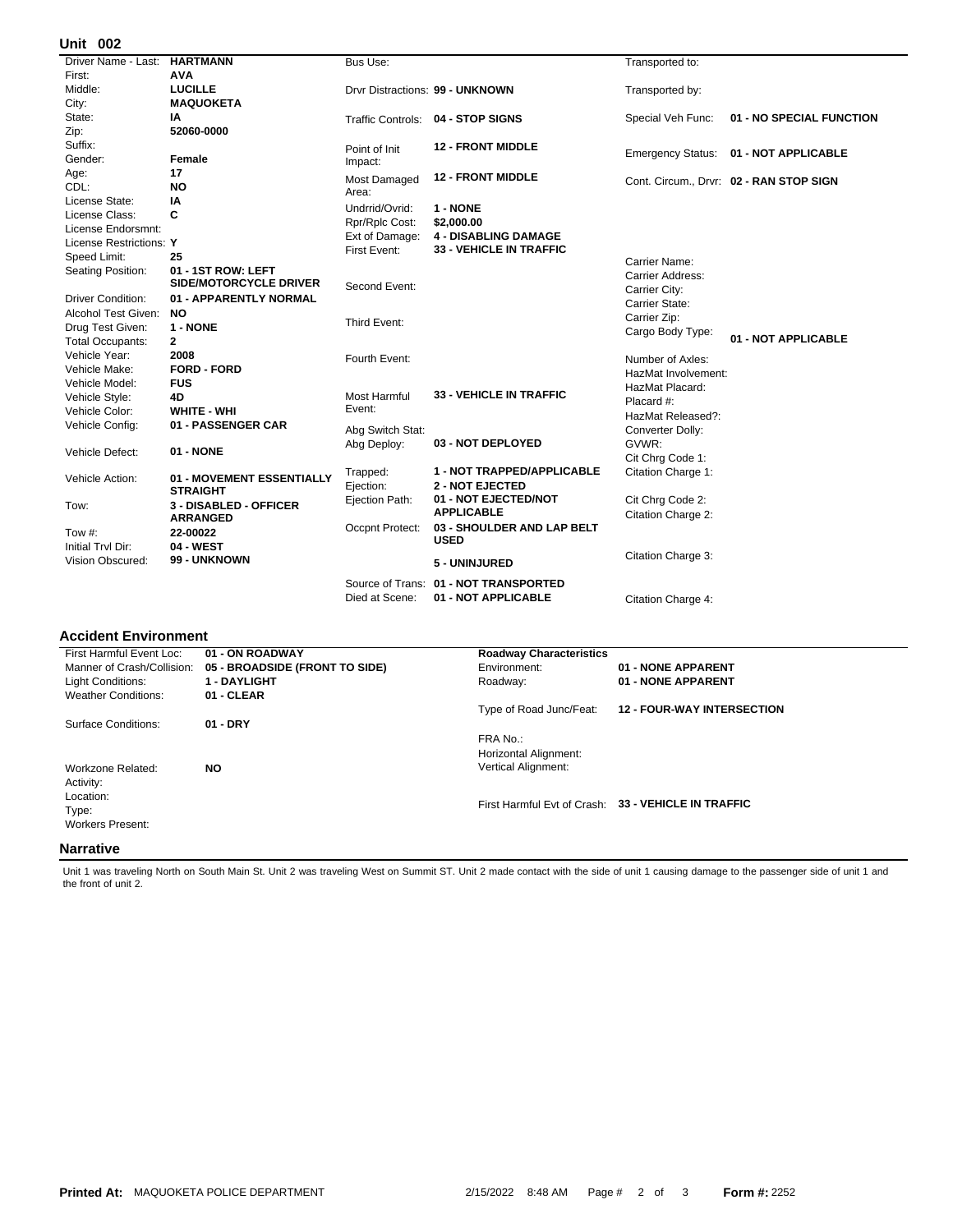## Unit 002

| Field | Value | Field | Value | Field | Value |
|---|---|---|---|---|---|
| Driver Name - Last: | HARTMANN | Bus Use: | | Transported to: | |
| First: | AVA | | | | |
| Middle: | LUCILLE | Drvr Distractions: | 99 - UNKNOWN | Transported by: | |
| City: | MAQUOKETA | | | | |
| State: | IA | Traffic Controls: | 04 - STOP SIGNS | Special Veh Func: | 01 - NO SPECIAL FUNCTION |
| Zip: | 52060-0000 | | | | |
| Suffix: | | Point of Init Impact: | 12 - FRONT MIDDLE | Emergency Status: | 01 - NOT APPLICABLE |
| Gender: | Female | | | | |
| Age: | 17 | Most Damaged Area: | 12 - FRONT MIDDLE | Cont. Circum., Drvr: | 02 - RAN STOP SIGN |
| CDL: | NO | | | | |
| License State: | IA | Undrrid/Ovrid: | 1 - NONE | | |
| License Class: | C | Rprl/Rplc Cost: | $2,000.00 | | |
| License Endorsmnt: | | Ext of Damage: | 4 - DISABLING DAMAGE | | |
| License Restrictions: | Y | First Event: | 33 - VEHICLE IN TRAFFIC | | |
| Speed Limit: | 25 | | | Carrier Name: | |
| Seating Position: | 01 - 1ST ROW: LEFT SIDE/MOTORCYCLE DRIVER | Second Event: | | Carrier Address: | |
| | | | | Carrier City: | |
| Driver Condition: | 01 - APPARENTLY NORMAL | | | Carrier State: | |
| Alcohol Test Given: | NO | Third Event: | | Carrier Zip: | |
| Drug Test Given: | 1 - NONE | | | Cargo Body Type: | 01 - NOT APPLICABLE |
| Total Occupants: | 2 | | | | |
| Vehicle Year: | 2008 | Fourth Event: | | Number of Axles: | |
| Vehicle Make: | FORD - FORD | | | HazMat Involvement: | |
| Vehicle Model: | FUS | | | HazMat Placard: | |
| Vehicle Style: | 4D | Most Harmful Event: | 33 - VEHICLE IN TRAFFIC | Placard #: | |
| Vehicle Color: | WHITE - WHI | | | HazMat Released?: | |
| Vehicle Config: | 01 - PASSENGER CAR | Abg Switch Stat: | | Converter Dolly: | |
| Vehicle Defect: | 01 - NONE | Abg Deploy: | 03 - NOT DEPLOYED | GVWR: | |
| | | | | Cit Chrg Code 1: | |
| Vehicle Action: | 01 - MOVEMENT ESSENTIALLY STRAIGHT | Trapped: | 1 - NOT TRAPPED/APPLICABLE | Citation Charge 1: | |
| | | Ejection: | 2 - NOT EJECTED | | |
| Tow: | 3 - DISABLED - OFFICER ARRANGED | Ejection Path: | 01 - NOT EJECTED/NOT APPLICABLE | Cit Chrg Code 2: | |
| | | | | Citation Charge 2: | |
| Tow #: | 22-00022 | Occpnt Protect: | 03 - SHOULDER AND LAP BELT USED | | |
| Initial Trvl Dir: | 04 - WEST | | | | |
| Vision Obscured: | 99 - UNKNOWN | | 5 - UNINJURED | Citation Charge 3: | |
| | | Source of Trans: | 01 - NOT TRANSPORTED | | |
| | | Died at Scene: | 01 - NOT APPLICABLE | Citation Charge 4: | |

## Accident Environment

| Field | Value | Field | Value |
|---|---|---|---|
| First Harmful Event Loc: | 01 - ON ROADWAY | **Roadway Characteristics** | |
| Manner of Crash/Collision: | 05 - BROADSIDE (FRONT TO SIDE) | Environment: | 01 - NONE APPARENT |
| Light Conditions: | 1 - DAYLIGHT | Roadway: | 01 - NONE APPARENT |
| Weather Conditions: | 01 - CLEAR | | |
| | | Type of Road Junc/Feat: | 12 - FOUR-WAY INTERSECTION |
| Surface Conditions: | 01 - DRY | | |
| | | FRA No.: | |
| | | Horizontal Alignment: | |
| Workzone Related: | NO | Vertical Alignment: | |
| Activity: | | | |
| Location: | | | |
| Type: | | First Harmful Evt of Crash: | 33 - VEHICLE IN TRAFFIC |
| Workers Present: | | | |

## Narrative

Unit 1 was traveling North on South Main St. Unit 2 was traveling West on Summit ST. Unit 2 made contact with the side of unit 1 causing damage to the passenger side of unit 1 and the front of unit 2.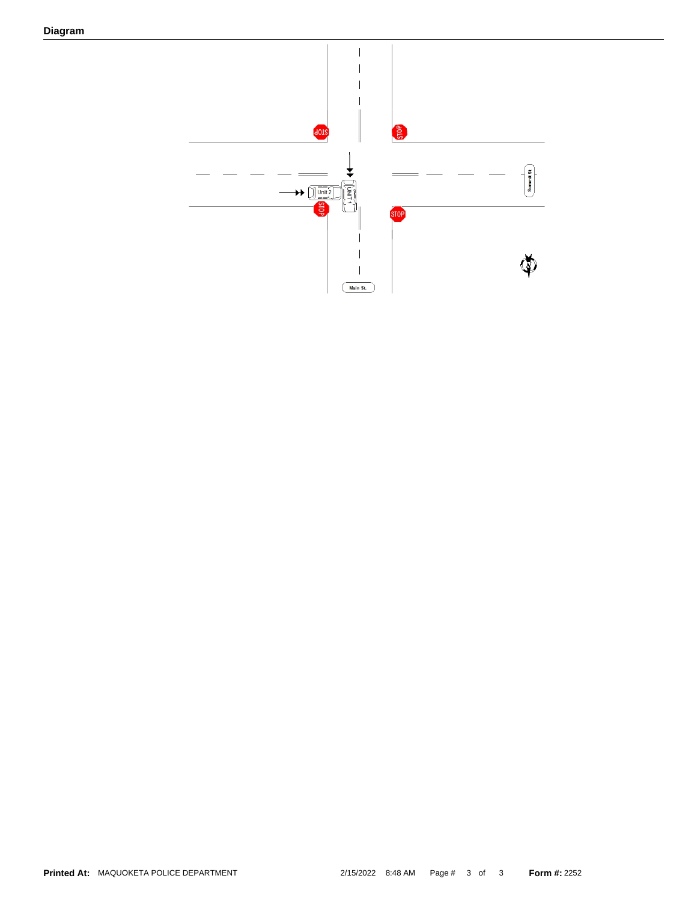**Diagram**

STOP

STOP

Unit 2

UNIT 1

STOP

STOP

Summit St

Main St.